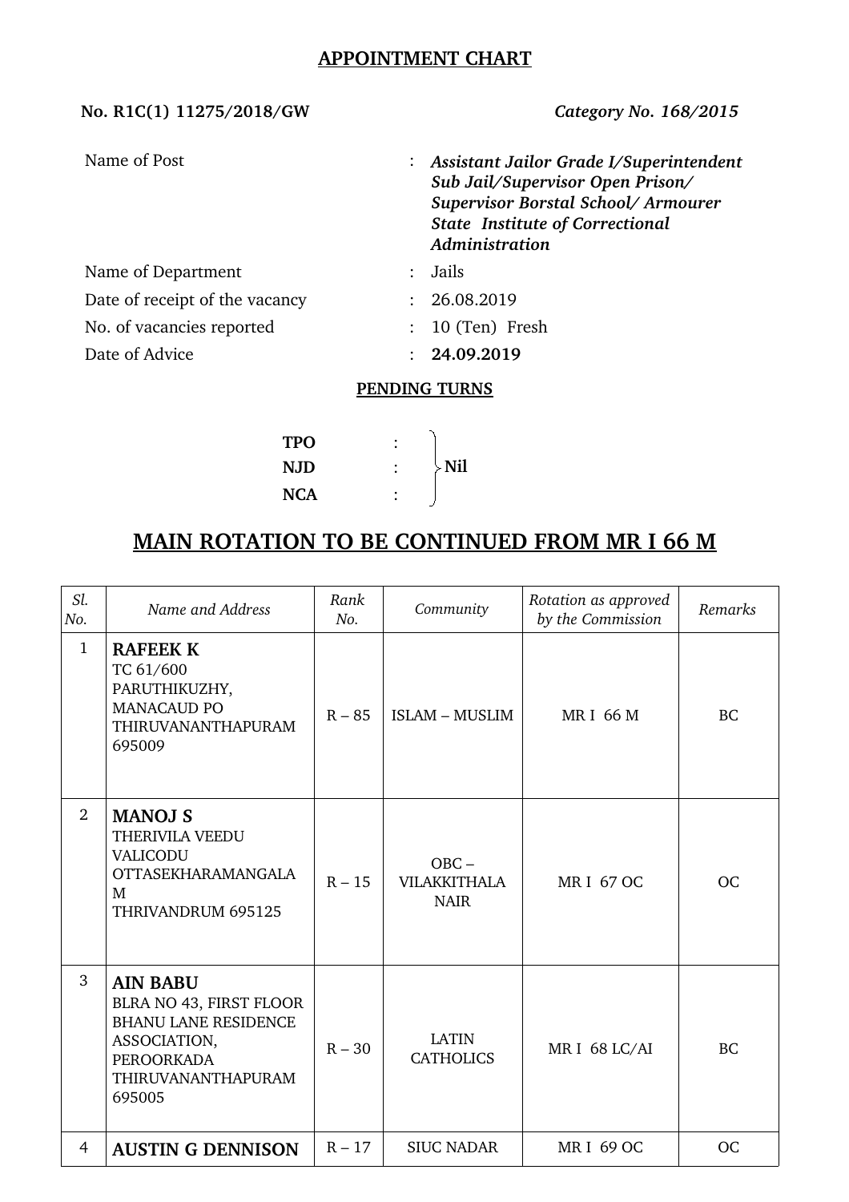## APPOINTMENT CHART

**No. R1C(1) 11275/2018/GW** *Category No. 168/2015*

| | | |
|---|---|---|
| Name of Post | : | ***Assistant Jailor Grade I/Superintendent Sub Jail/Supervisor Open Prison/ Supervisor Borstal School/ Armourer State Institute of Correctional Administration*** |
| Name of Department | : | Jails |
| Date of receipt of the vacancy | : | 26.08.2019 |
| No. of vacancies reported | : | 10 (Ten) Fresh |
| Date of Advice | : | **24.09.2019** |

**PENDING TURNS**

**TPO** :
**NJD** : **Nil**
**NCA** :

## MAIN ROTATION TO BE CONTINUED FROM MR I 66 M

| *Sl. No.* | *Name and Address* | *Rank No.* | *Community* | *Rotation as approved by the Commission* | *Remarks* |
|---|---|---|---|---|---|
| 1 | **RAFEEK K**<br>TC 61/600<br>PARUTHIKUZHY,<br>MANACAUD PO<br>THIRUVANANTHAPURAM<br>695009 | R – 85 | ISLAM – MUSLIM | MR I 66 M | BC |
| 2 | **MANOJ S**<br>THERIVILA VEEDU<br>VALICODU<br>OTTASEKHARAMANGALA<br>M<br>THRIVANDRUM 695125 | R – 15 | OBC – VILAKKITHALA NAIR | MR I 67 OC | OC |
| 3 | **AIN BABU**<br>BLRA NO 43, FIRST FLOOR<br>BHANU LANE RESIDENCE<br>ASSOCIATION,<br>PEROORKADA<br>THIRUVANANTHAPURAM<br>695005 | R – 30 | LATIN CATHOLICS | MR I 68 LC/AI | BC |
| 4 | **AUSTIN G DENNISON** | R – 17 | SIUC NADAR | MR I 69 OC | OC |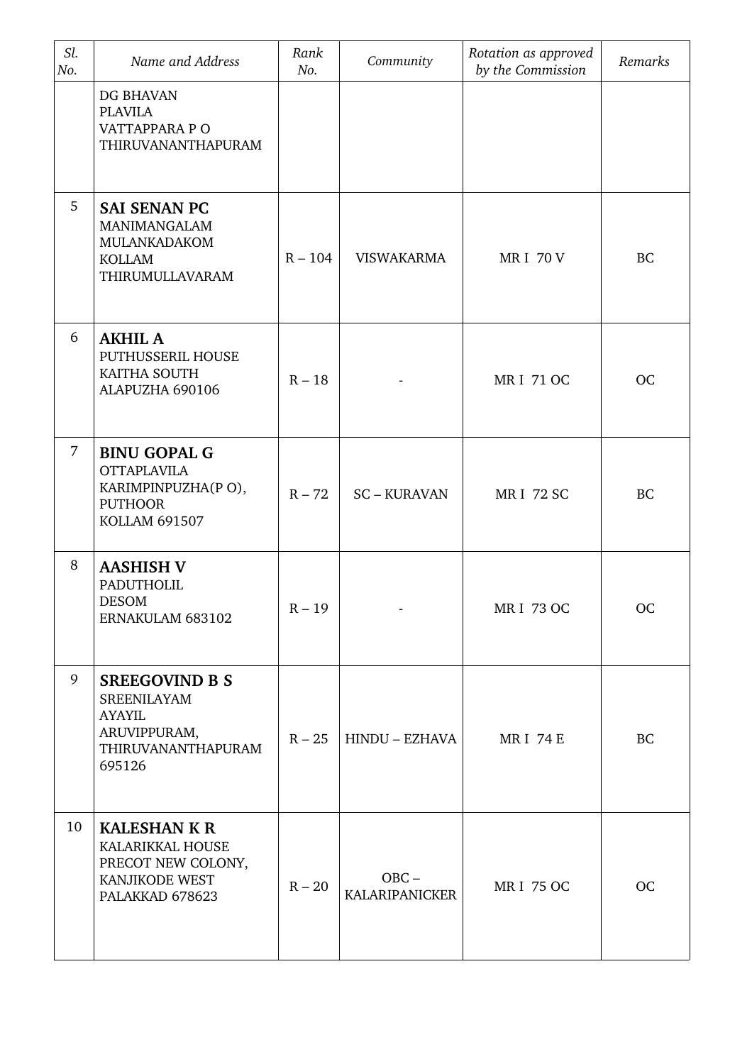| Sl. No. | Name and Address | Rank No. | Community | Rotation as approved by the Commission | Remarks |
|---|---|---|---|---|---|
| | DG BHAVAN<br>PLAVILA<br>VATTAPPARA P O<br>THIRUVANANTHAPURAM | | | | |
| 5 | **SAI SENAN PC**<br>MANIMANGALAM<br>MULANKADAKOM<br>KOLLAM<br>THIRUMULLAVARAM | R – 104 | VISWAKARMA | MR I 70 V | BC |
| 6 | **AKHIL A**<br>PUTHUSSERIL HOUSE<br>KAITHA SOUTH<br>ALAPUZHA 690106 | R – 18 | - | MR I 71 OC | OC |
| 7 | **BINU GOPAL G**<br>OTTAPLAVILA<br>KARIMPINPUZHA(P O),<br>PUTHOOR<br>KOLLAM 691507 | R – 72 | SC – KURAVAN | MR I 72 SC | BC |
| 8 | **AASHISH V**<br>PADUTHOLIL<br>DESOM<br>ERNAKULAM 683102 | R – 19 | - | MR I 73 OC | OC |
| 9 | **SREEGOVIND B S**<br>SREENILAYAM<br>AYAYIL<br>ARUVIPPURAM,<br>THIRUVANANTHAPURAM<br>695126 | R – 25 | HINDU – EZHAVA | MR I 74 E | BC |
| 10 | **KALESHAN K R**<br>KALARIKKAL HOUSE<br>PRECOT NEW COLONY,<br>KANJIKODE WEST<br>PALAKKAD 678623 | R – 20 | OBC – KALARIPANICKER | MR I 75 OC | OC |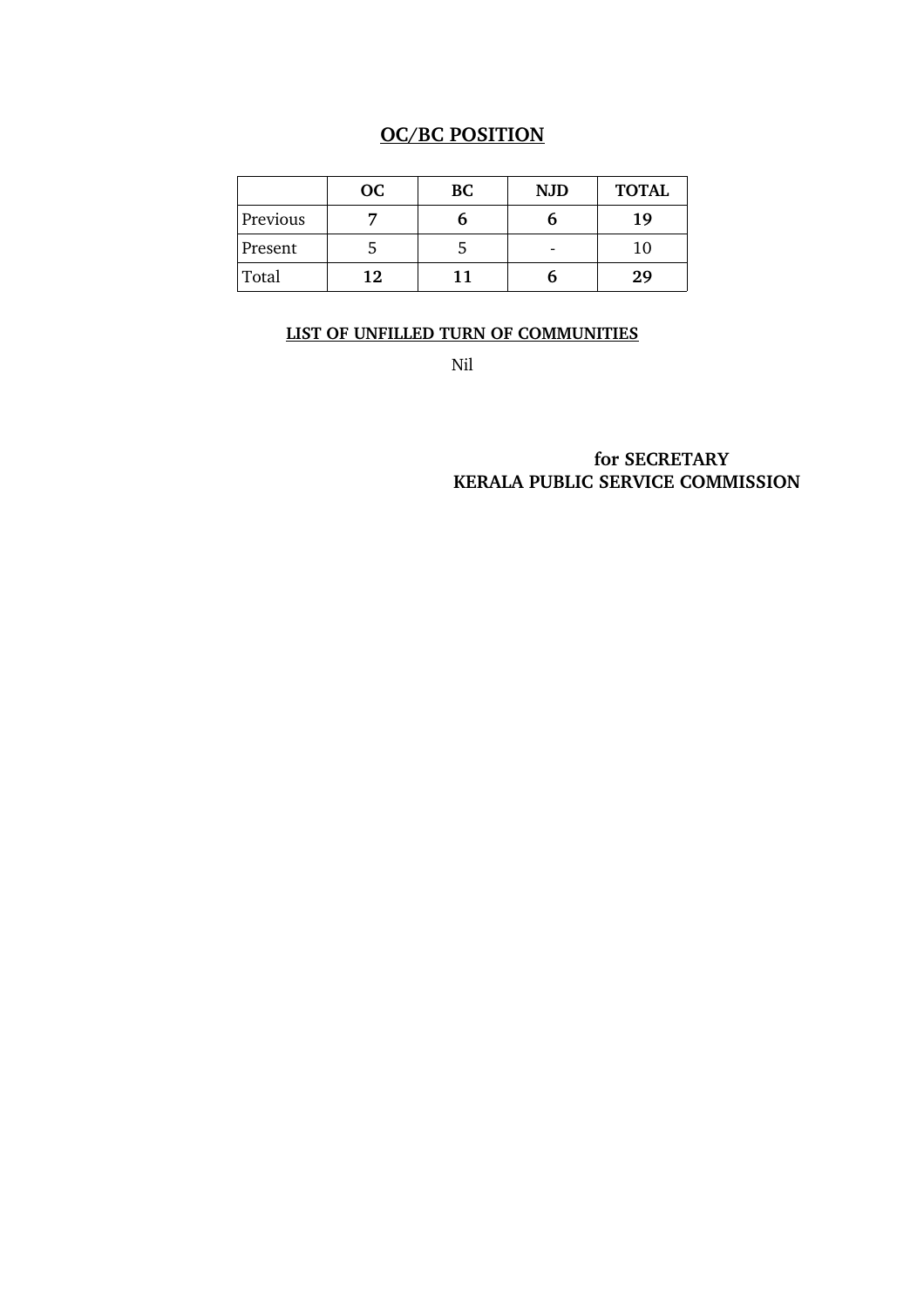## OC/BC POSITION

| | OC | BC | NJD | TOTAL |
|---|---|---|---|---|
| Previous | **7** | **6** | **6** | **19** |
| Present | 5 | 5 | - | 10 |
| Total | **12** | **11** | **6** | **29** |

**LIST OF UNFILLED TURN OF COMMUNITIES**

Nil

**for SECRETARY**
**KERALA PUBLIC SERVICE COMMISSION**